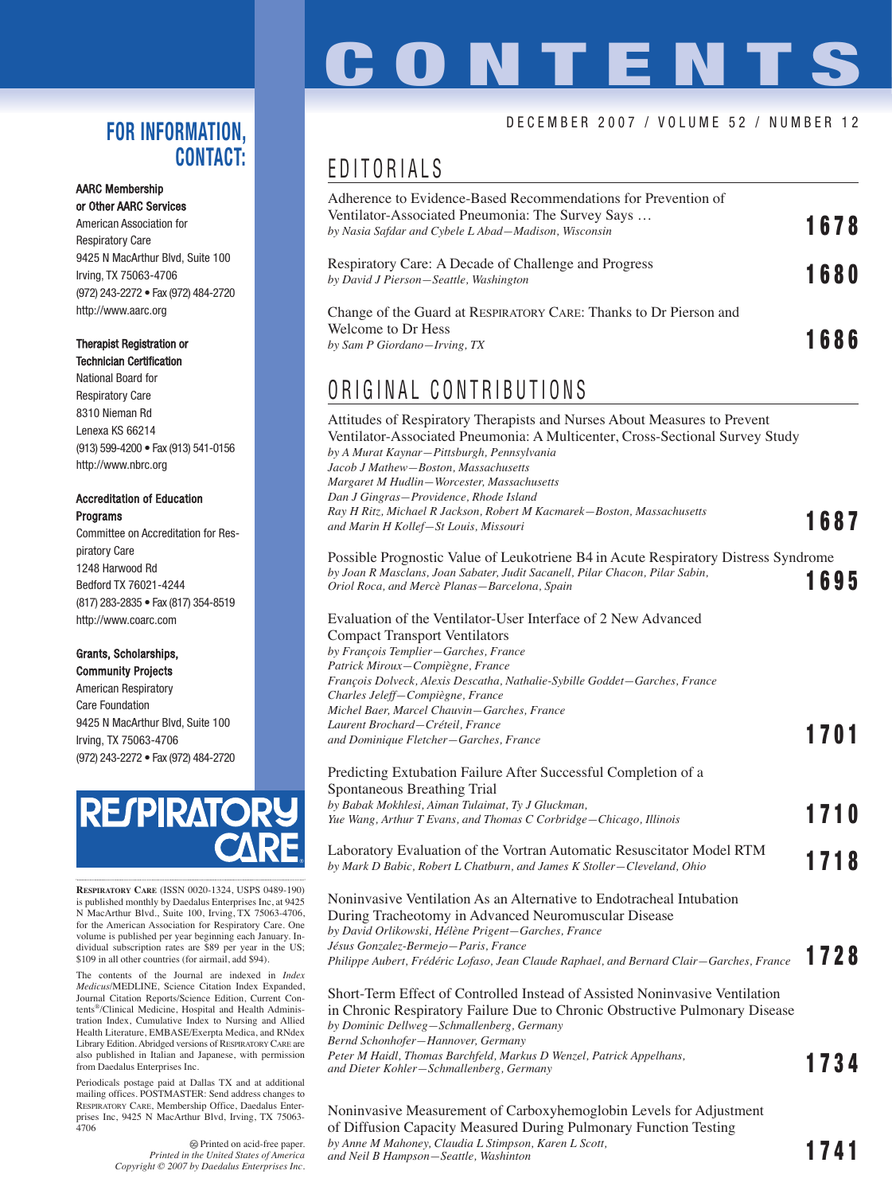# CONTENTS

DECEMBER 2007 / VOLUME 52 / NUMBER 12

## EDITORIALS

Adherence to Evidence-Based Recommendations for Prevention of Ventilator-Associated Pneumonia: The Survey Says …
*by Nasia Safdar and Cybele L Abad—Madison, Wisconsin* **1678**

Respiratory Care: A Decade of Challenge and Progress
*by David J Pierson—Seattle, Washington* **1680**

Change of the Guard at RESPIRATORY CARE: Thanks to Dr Pierson and Welcome to Dr Hess
*by Sam P Giordano—Irving, TX* **1686**

## ORIGINAL CONTRIBUTIONS

Attitudes of Respiratory Therapists and Nurses About Measures to Prevent Ventilator-Associated Pneumonia: A Multicenter, Cross-Sectional Survey Study
*by A Murat Kaynar—Pittsburgh, Pennsylvania*
*Jacob J Mathew—Boston, Massachusetts*
*Margaret M Hudlin—Worcester, Massachusetts*
*Dan J Gingras—Providence, Rhode Island*
*Ray H Ritz, Michael R Jackson, Robert M Kacmarek—Boston, Massachusetts*
*and Marin H Kollef—St Louis, Missouri* **1687**

Possible Prognostic Value of Leukotriene B4 in Acute Respiratory Distress Syndrome
*by Joan R Masclans, Joan Sabater, Judit Sacanell, Pilar Chacon, Pilar Sabin, Oriol Roca, and Mercè Planas—Barcelona, Spain* **1695**

Evaluation of the Ventilator-User Interface of 2 New Advanced Compact Transport Ventilators
*by François Templier—Garches, France*
*Patrick Miroux—Compiègne, France*
*François Dolveck, Alexis Descatha, Nathalie-Sybille Goddet—Garches, France*
*Charles Jeleff—Compiègne, France*
*Michel Baer, Marcel Chauvin—Garches, France*
*Laurent Brochard—Créteil, France*
*and Dominique Fletcher—Garches, France* **1701**

Predicting Extubation Failure After Successful Completion of a Spontaneous Breathing Trial
*by Babak Mokhlesi, Aiman Tulaimat, Ty J Gluckman, Yue Wang, Arthur T Evans, and Thomas C Corbridge—Chicago, Illinois* **1710**

Laboratory Evaluation of the Vortran Automatic Resuscitator Model RTM
*by Mark D Babic, Robert L Chatburn, and James K Stoller—Cleveland, Ohio* **1718**

Noninvasive Ventilation As an Alternative to Endotracheal Intubation During Tracheotomy in Advanced Neuromuscular Disease
*by David Orlikowski, Hélène Prigent—Garches, France*
*Jésus Gonzalez-Bermejo—Paris, France*
*Philippe Aubert, Frédéric Lofaso, Jean Claude Raphael, and Bernard Clair—Garches, France* **1728**

Short-Term Effect of Controlled Instead of Assisted Noninvasive Ventilation in Chronic Respiratory Failure Due to Chronic Obstructive Pulmonary Disease
*by Dominic Dellweg—Schmallenberg, Germany*
*Bernd Schonhofer—Hannover, Germany*
*Peter M Haidl, Thomas Barchfeld, Markus D Wenzel, Patrick Appelhans, and Dieter Kohler—Schmallenberg, Germany* **1734**

Noninvasive Measurement of Carboxyhemoglobin Levels for Adjustment of Diffusion Capacity Measured During Pulmonary Function Testing
*by Anne M Mahoney, Claudia L Stimpson, Karen L Scott, and Neil B Hampson—Seattle, Washington* **1741**

---

## FOR INFORMATION, CONTACT:

**AARC Membership or Other AARC Services**
American Association for Respiratory Care
9425 N MacArthur Blvd, Suite 100
Irving, TX 75063-4706
(972) 243-2272 • Fax (972) 484-2720
http://www.aarc.org

**Therapist Registration or Technician Certification**
National Board for Respiratory Care
8310 Nieman Rd
Lenexa KS 66214
(913) 599-4200 • Fax (913) 541-0156
http://www.nbrc.org

**Accreditation of Education Programs**
Committee on Accreditation for Respiratory Care
1248 Harwood Rd
Bedford TX 76021-4244
(817) 283-2835 • Fax (817) 354-8519
http://www.coarc.com

**Grants, Scholarships, Community Projects**
American Respiratory Care Foundation
9425 N MacArthur Blvd, Suite 100
Irving, TX 75063-4706
(972) 243-2272 • Fax (972) 484-2720

RESPIRATORY CARE

RESPIRATORY CARE (ISSN 0020-1324, USPS 0489-190) is published monthly by Daedalus Enterprises Inc, at 9425 N MacArthur Blvd., Suite 100, Irving, TX 75063-4706, for the American Association for Respiratory Care. One volume is published per year beginning each January. Individual subscription rates are $89 per year in the US; $109 in all other countries (for airmail, add $94).

The contents of the Journal are indexed in *Index Medicus*/MEDLINE, Science Citation Index Expanded, Journal Citation Reports/Science Edition, Current Contents®/Clinical Medicine, Hospital and Health Administration Index, Cumulative Index to Nursing and Allied Health Literature, EMBASE/Exerpta Medica, and RNdex Library Edition. Abridged versions of RESPIRATORY CARE are also published in Italian and Japanese, with permission from Daedalus Enterprises Inc.

Periodicals postage paid at Dallas TX and at additional mailing offices. POSTMASTER: Send address changes to RESPIRATORY CARE, Membership Office, Daedalus Enterprises Inc, 9425 N MacArthur Blvd, Irving, TX 75063-4706

Printed on acid-free paper.
*Printed in the United States of America*
*Copyright © 2007 by Daedalus Enterprises Inc.*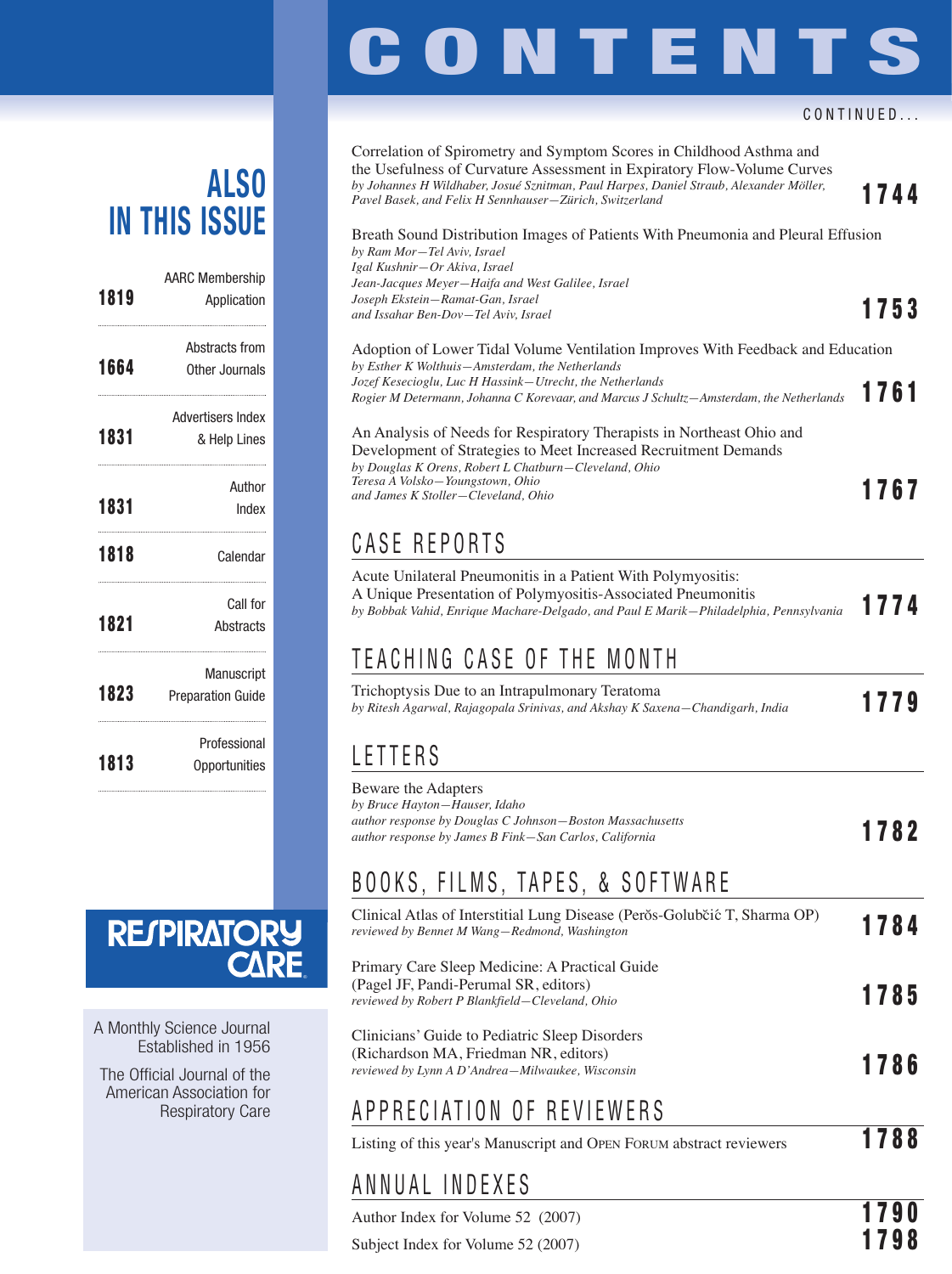# CONTENTS

CONTINUED...

Correlation of Spirometry and Symptom Scores in Childhood Asthma and the Usefulness of Curvature Assessment in Expiratory Flow-Volume Curves
*by Johannes H Wildhaber, Josué Sznitman, Paul Harpes, Daniel Straub, Alexander Möller, Pavel Basek, and Felix H Sennhauser—Zürich, Switzerland* **1744**

Breath Sound Distribution Images of Patients With Pneumonia and Pleural Effusion
*by Ram Mor—Tel Aviv, Israel*
*Igal Kushnir—Or Akiva, Israel*
*Jean-Jacques Meyer—Haifa and West Galilee, Israel*
*Joseph Ekstein—Ramat-Gan, Israel*
*and Issahar Ben-Dov—Tel Aviv, Israel* **1753**

Adoption of Lower Tidal Volume Ventilation Improves With Feedback and Education
*by Esther K Wolthuis—Amsterdam, the Netherlands*
*Jozef Kesecioglu, Luc H Hassink—Utrecht, the Netherlands*
*Rogier M Determann, Johanna C Korevaar, and Marcus J Schultz—Amsterdam, the Netherlands* **1761**

An Analysis of Needs for Respiratory Therapists in Northeast Ohio and Development of Strategies to Meet Increased Recruitment Demands
*by Douglas K Orens, Robert L Chatburn—Cleveland, Ohio*
*Teresa A Volsko—Youngstown, Ohio*
*and James K Stoller—Cleveland, Ohio* **1767**

## CASE REPORTS

Acute Unilateral Pneumonitis in a Patient With Polymyositis: A Unique Presentation of Polymyositis-Associated Pneumonitis
*by Bobbak Vahid, Enrique Machare-Delgado, and Paul E Marik—Philadelphia, Pennsylvania* **1774**

## TEACHING CASE OF THE MONTH

Trichoptysis Due to an Intrapulmonary Teratoma
*by Ritesh Agarwal, Rajagopala Srinivas, and Akshay K Saxena—Chandigarh, India* **1779**

## LETTERS

Beware the Adapters
*by Bruce Hayton—Hauser, Idaho*
*author response by Douglas C Johnson—Boston Massachusetts*
*author response by James B Fink—San Carlos, California* **1782**

## BOOKS, FILMS, TAPES, & SOFTWARE

Clinical Atlas of Interstitial Lung Disease (Perŏs-Golubčić T, Sharma OP)
*reviewed by Bennet M Wang—Redmond, Washington* **1784**

Primary Care Sleep Medicine: A Practical Guide (Pagel JF, Pandi-Perumal SR, editors)
*reviewed by Robert P Blankfield—Cleveland, Ohio* **1785**

Clinicians' Guide to Pediatric Sleep Disorders (Richardson MA, Friedman NR, editors)
*reviewed by Lynn A D'Andrea—Milwaukee, Wisconsin* **1786**

## APPRECIATION OF REVIEWERS

Listing of this year's Manuscript and Open Forum abstract reviewers **1788**

## ANNUAL INDEXES

Author Index for Volume 52 (2007) **1790**

Subject Index for Volume 52 (2007) **1798**

## ALSO IN THIS ISSUE

| | |
|---|---|
| 1819 | AARC Membership Application |
| 1664 | Abstracts from Other Journals |
| 1831 | Advertisers Index & Help Lines |
| 1831 | Author Index |
| 1818 | Calendar |
| 1821 | Call for Abstracts |
| 1823 | Manuscript Preparation Guide |
| 1813 | Professional Opportunities |

RESPIRATORY CARE

A Monthly Science Journal
Established in 1956

The Official Journal of the American Association for Respiratory Care